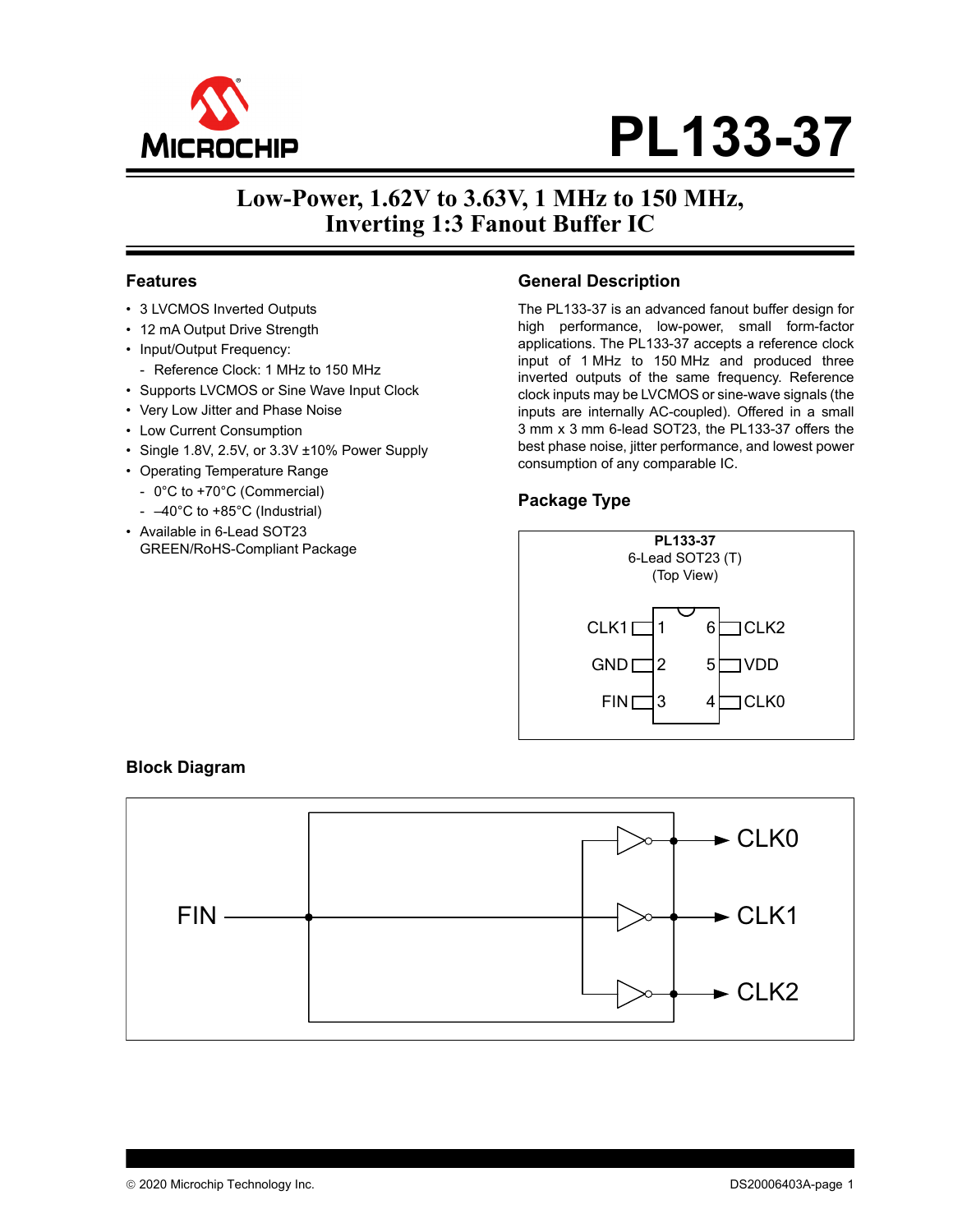# PL133-37

## Low-Power, 1.62V to 3.63V, 1 MHz to 150 MHz, Inverting 1:3 Fanout Buffer IC

### Features

- 3 LVCMOS Inverted Outputs
- 12 mA Output Drive Strength
- Input/Output Frequency:
  - Reference Clock: 1 MHz to 150 MHz
- Supports LVCMOS or Sine Wave Input Clock
- Very Low Jitter and Phase Noise
- Low Current Consumption
- Single 1.8V, 2.5V, or 3.3V ±10% Power Supply
- Operating Temperature Range
  - 0°C to +70°C (Commercial)
  - –40°C to +85°C (Industrial)
- Available in 6-Lead SOT23 GREEN/RoHS-Compliant Package

### General Description

The PL133-37 is an advanced fanout buffer design for high performance, low-power, small form-factor applications. The PL133-37 accepts a reference clock input of 1 MHz to 150 MHz and produced three inverted outputs of the same frequency. Reference clock inputs may be LVCMOS or sine-wave signals (the inputs are internally AC-coupled). Offered in a small 3 mm x 3 mm 6-lead SOT23, the PL133-37 offers the best phase noise, jitter performance, and lowest power consumption of any comparable IC.

### Package Type

**PL133-37**
6-Lead SOT23 (T)
(Top View)

| Pin | Name | Pin | Name |
|---|---|---|---|
| 1 | CLK1 | 6 | CLK2 |
| 2 | GND | 5 | VDD |
| 3 | FIN | 4 | CLK0 |

### Block Diagram

FIN → CLK0, CLK1, CLK2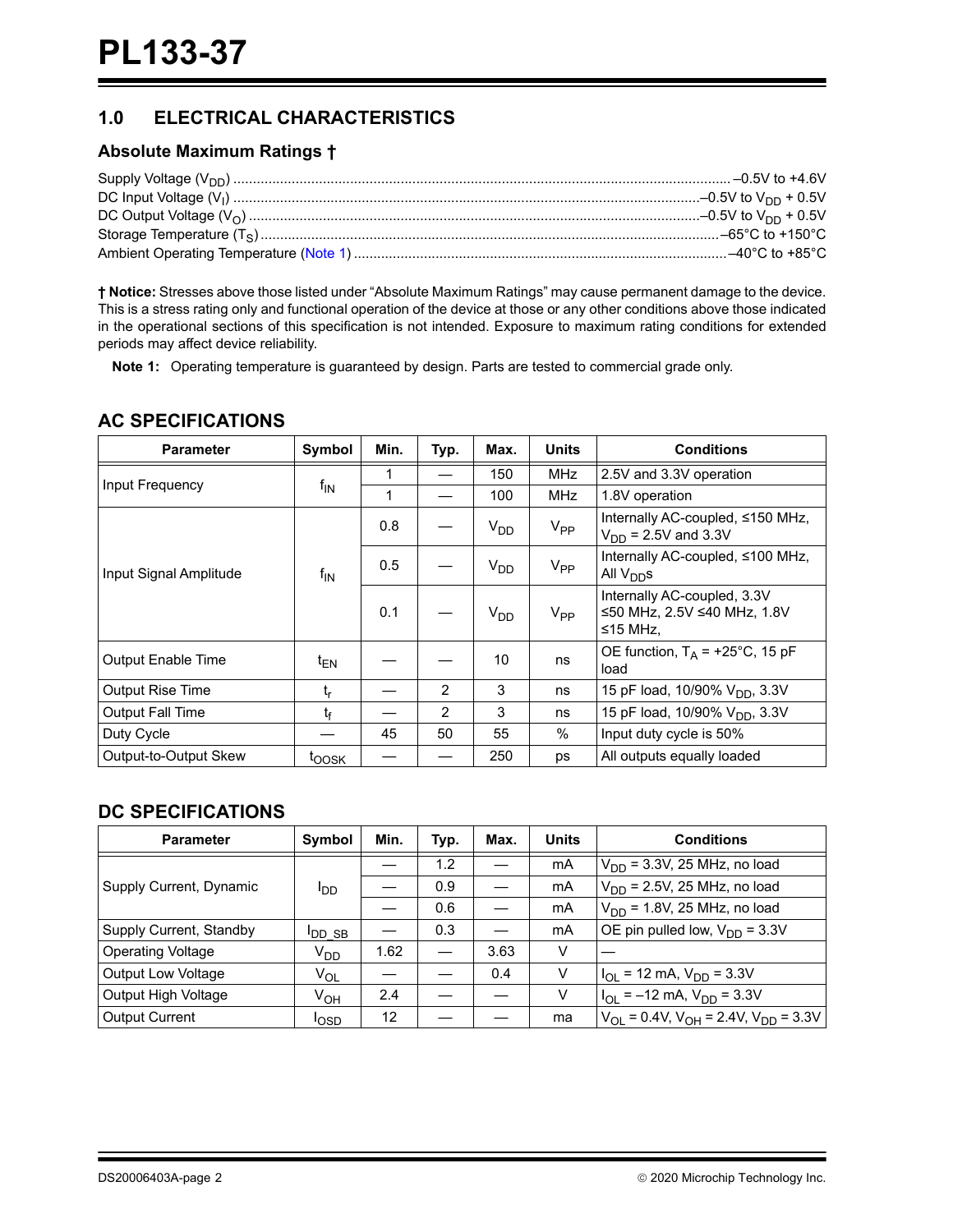## 1.0 ELECTRICAL CHARACTERISTICS

### Absolute Maximum Ratings †

Supply Voltage ($V_{DD}$) ............................................................. –0.5V to +4.6V
DC Input Voltage ($V_I$) ............................................................. –0.5V to $V_{DD}$ + 0.5V
DC Output Voltage ($V_O$) ............................................................. –0.5V to $V_{DD}$ + 0.5V
Storage Temperature ($T_S$) ............................................................. –65°C to +150°C
Ambient Operating Temperature (Note 1) ............................................................. –40°C to +85°C

**† Notice:** Stresses above those listed under “Absolute Maximum Ratings” may cause permanent damage to the device. This is a stress rating only and functional operation of the device at those or any other conditions above those indicated in the operational sections of this specification is not intended. Exposure to maximum rating conditions for extended periods may affect device reliability.

**Note 1:** Operating temperature is guaranteed by design. Parts are tested to commercial grade only.

### AC SPECIFICATIONS

| Parameter | Symbol | Min. | Typ. | Max. | Units | Conditions |
|---|---|---|---|---|---|---|
| Input Frequency | $f_{IN}$ | 1 | — | 150 | MHz | 2.5V and 3.3V operation |
| | | 1 | — | 100 | MHz | 1.8V operation |
| Input Signal Amplitude | $f_{IN}$ | 0.8 | — | $V_{DD}$ | $V_{PP}$ | Internally AC-coupled, ≤150 MHz, $V_{DD}$ = 2.5V and 3.3V |
| | | 0.5 | — | $V_{DD}$ | $V_{PP}$ | Internally AC-coupled, ≤100 MHz, All $V_{DD}$s |
| | | 0.1 | — | $V_{DD}$ | $V_{PP}$ | Internally AC-coupled, 3.3V ≤50 MHz, 2.5V ≤40 MHz, 1.8V ≤15 MHz, |
| Output Enable Time | $t_{EN}$ | — | — | 10 | ns | OE function, $T_A$ = +25°C, 15 pF load |
| Output Rise Time | $t_r$ | — | 2 | 3 | ns | 15 pF load, 10/90% $V_{DD}$, 3.3V |
| Output Fall Time | $t_f$ | — | 2 | 3 | ns | 15 pF load, 10/90% $V_{DD}$, 3.3V |
| Duty Cycle | — | 45 | 50 | 55 | % | Input duty cycle is 50% |
| Output-to-Output Skew | $t_{OOSK}$ | — | — | 250 | ps | All outputs equally loaded |

### DC SPECIFICATIONS

| Parameter | Symbol | Min. | Typ. | Max. | Units | Conditions |
|---|---|---|---|---|---|---|
| Supply Current, Dynamic | $I_{DD}$ | — | 1.2 | — | mA | $V_{DD}$ = 3.3V, 25 MHz, no load |
| | | — | 0.9 | — | mA | $V_{DD}$ = 2.5V, 25 MHz, no load |
| | | — | 0.6 | — | mA | $V_{DD}$ = 1.8V, 25 MHz, no load |
| Supply Current, Standby | $I_{DD\_SB}$ | — | 0.3 | — | mA | OE pin pulled low, $V_{DD}$ = 3.3V |
| Operating Voltage | $V_{DD}$ | 1.62 | — | 3.63 | V | — |
| Output Low Voltage | $V_{OL}$ | — | — | 0.4 | V | $I_{OL}$ = 12 mA, $V_{DD}$ = 3.3V |
| Output High Voltage | $V_{OH}$ | 2.4 | — | — | V | $I_{OL}$ = –12 mA, $V_{DD}$ = 3.3V |
| Output Current | $I_{OSD}$ | 12 | — | — | ma | $V_{OL}$ = 0.4V, $V_{OH}$ = 2.4V, $V_{DD}$ = 3.3V |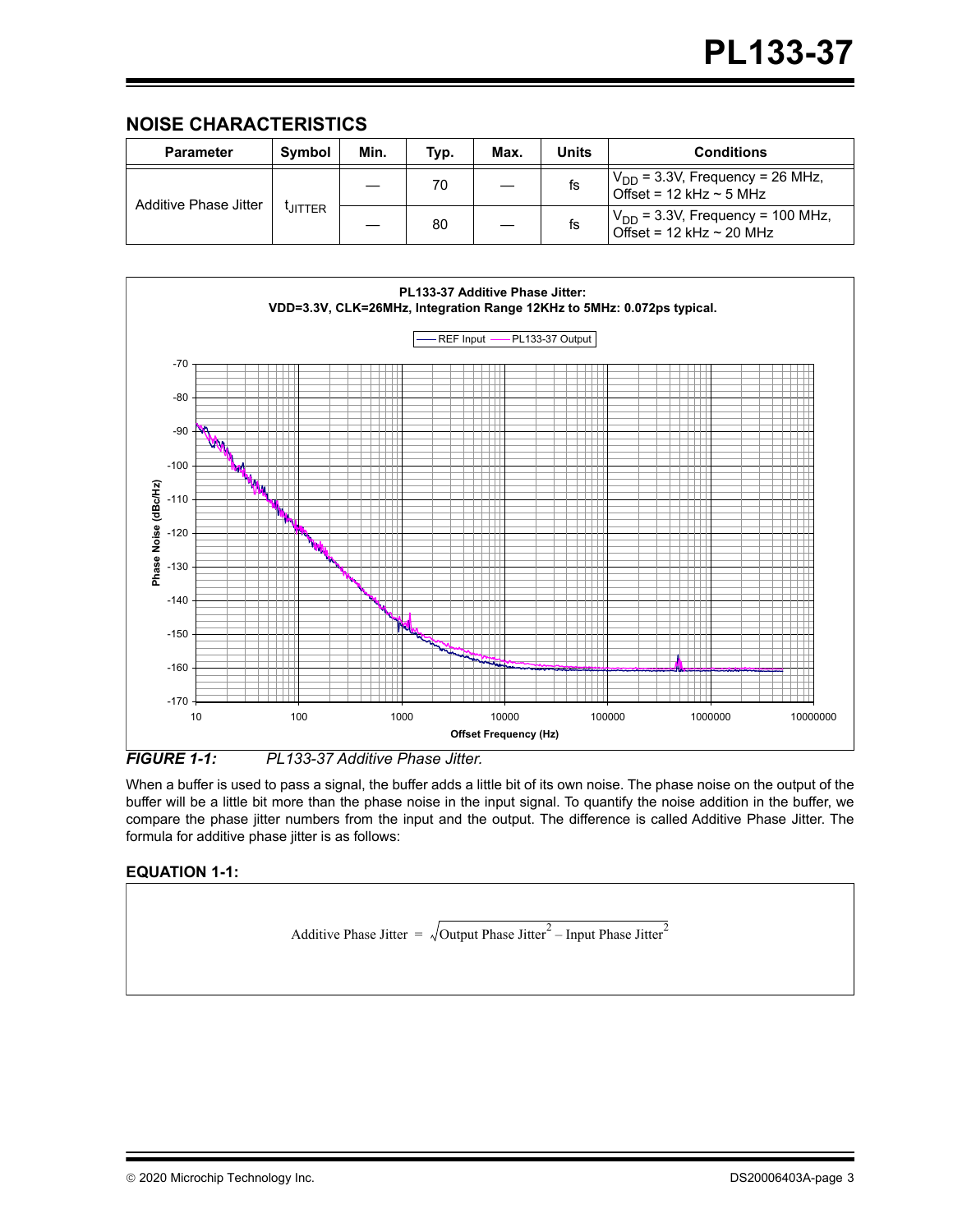## NOISE CHARACTERISTICS

| Parameter | Symbol | Min. | Typ. | Max. | Units | Conditions |
| --- | --- | --- | --- | --- | --- | --- |
| Additive Phase Jitter | $t_{JITTER}$ | — | 70 | — | fs | $V_{DD}$ = 3.3V, Frequency = 26 MHz, Offset = 12 kHz ~ 5 MHz |
| | | — | 80 | — | fs | $V_{DD}$ = 3.3V, Frequency = 100 MHz, Offset = 12 kHz ~ 20 MHz |

***FIGURE 1-1:*** *PL133-37 Additive Phase Jitter.*

When a buffer is used to pass a signal, the buffer adds a little bit of its own noise. The phase noise on the output of the buffer will be a little bit more than the phase noise in the input signal. To quantify the noise addition in the buffer, we compare the phase jitter numbers from the input and the output. The difference is called Additive Phase Jitter. The formula for additive phase jitter is as follows:

### EQUATION 1-1:

$$\text{Additive Phase Jitter} = \sqrt{\text{Output Phase Jitter}^2 - \text{Input Phase Jitter}^2}$$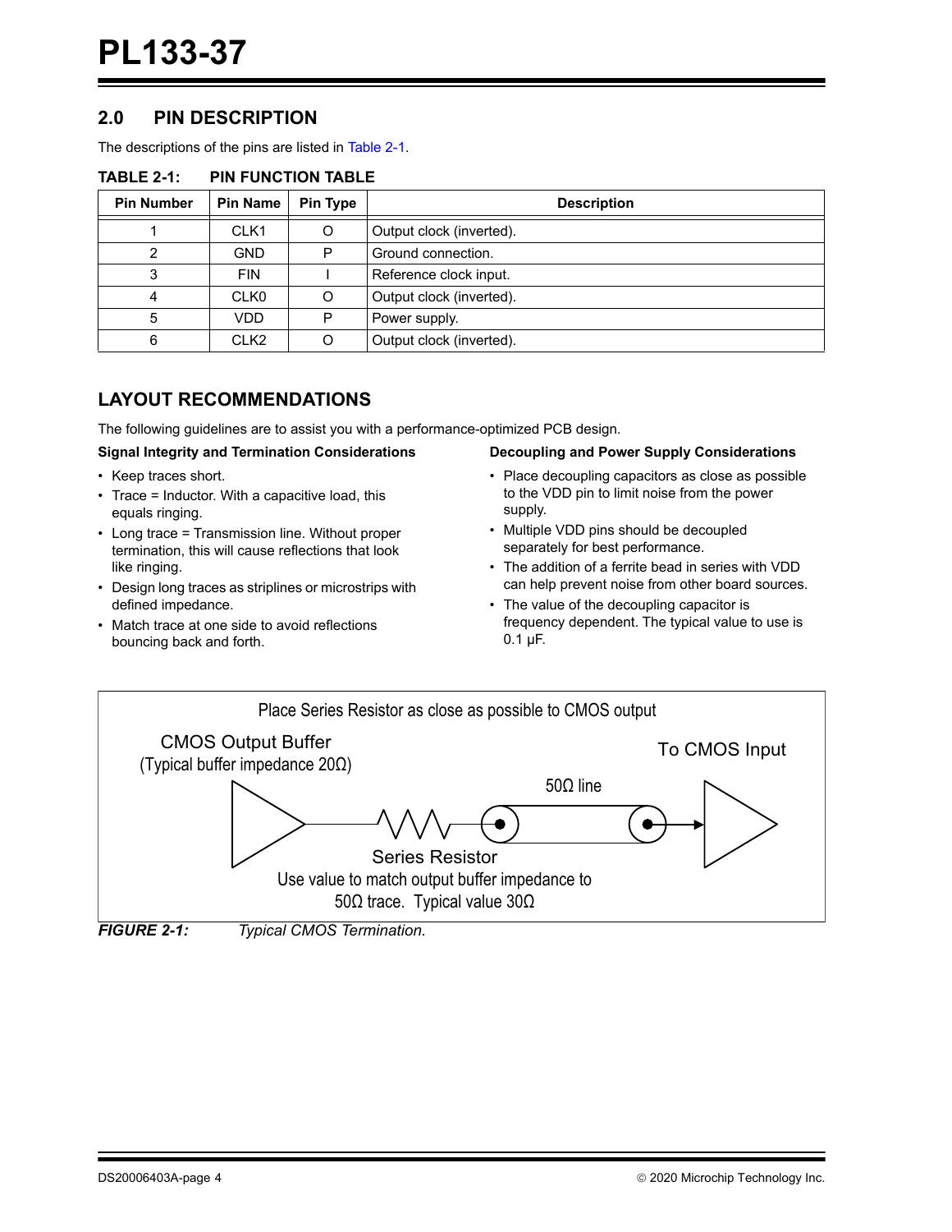## 2.0 PIN DESCRIPTION

The descriptions of the pins are listed in Table 2-1.

**TABLE 2-1: PIN FUNCTION TABLE**

| Pin Number | Pin Name | Pin Type | Description |
|---|---|---|---|
| 1 | CLK1 | O | Output clock (inverted). |
| 2 | GND | P | Ground connection. |
| 3 | FIN | I | Reference clock input. |
| 4 | CLK0 | O | Output clock (inverted). |
| 5 | VDD | P | Power supply. |
| 6 | CLK2 | O | Output clock (inverted). |

## LAYOUT RECOMMENDATIONS

The following guidelines are to assist you with a performance-optimized PCB design.

**Signal Integrity and Termination Considerations**

- Keep traces short.
- Trace = Inductor. With a capacitive load, this equals ringing.
- Long trace = Transmission line. Without proper termination, this will cause reflections that look like ringing.
- Design long traces as striplines or microstrips with defined impedance.
- Match trace at one side to avoid reflections bouncing back and forth.

**Decoupling and Power Supply Considerations**

- Place decoupling capacitors as close as possible to the VDD pin to limit noise from the power supply.
- Multiple VDD pins should be decoupled separately for best performance.
- The addition of a ferrite bead in series with VDD can help prevent noise from other board sources.
- The value of the decoupling capacitor is frequency dependent. The typical value to use is 0.1 µF.

Place Series Resistor as close as possible to CMOS output

CMOS Output Buffer (Typical buffer impedance 20Ω)

To CMOS Input

50Ω line

Series Resistor
Use value to match output buffer impedance to 50Ω trace. Typical value 30Ω

*FIGURE 2-1: Typical CMOS Termination.*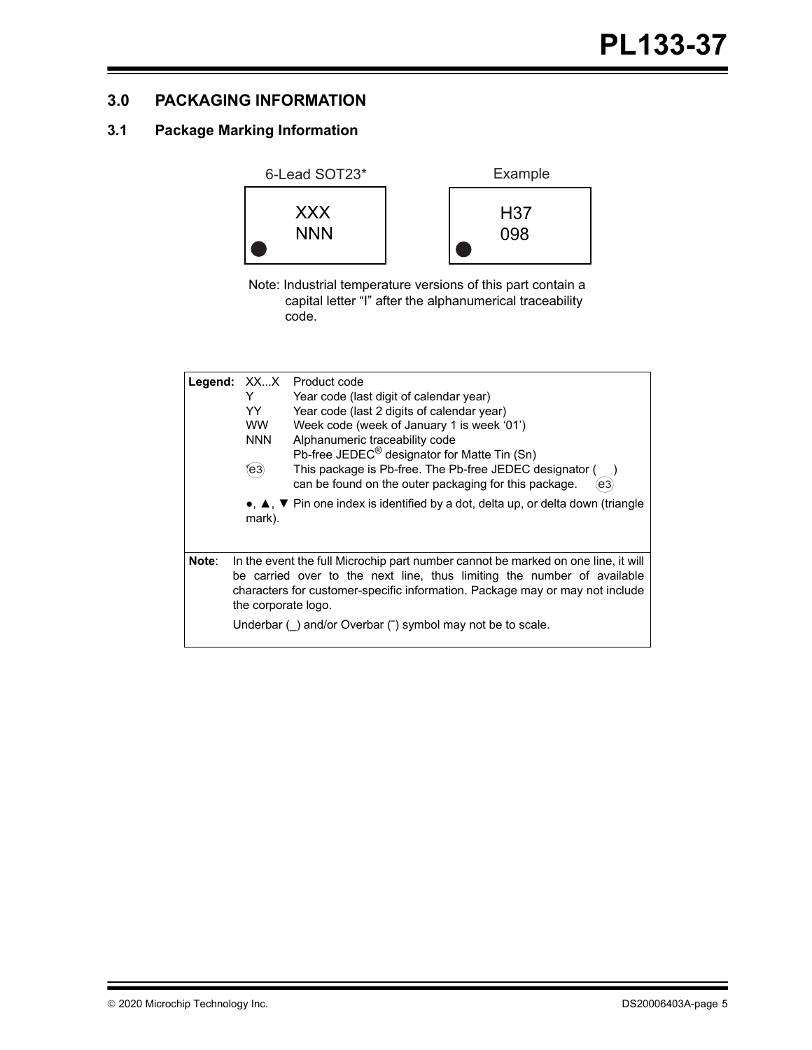## 3.0 PACKAGING INFORMATION

### 3.1 Package Marking Information

6-Lead SOT23*

```
XXX
NNN
●
```

Example

```
H37
098
●
```

Note: Industrial temperature versions of this part contain a capital letter “I” after the alphanumerical traceability code.

| | | |
|---|---|---|
| **Legend:** | XX...X | Product code |
| | Y | Year code (last digit of calendar year) |
| | YY | Year code (last 2 digits of calendar year) |
| | WW | Week code (week of January 1 is week ‘01’) |
| | NNN | Alphanumeric traceability code |
| | (e3) | Pb-free JEDEC® designator for Matte Tin (Sn)<br>This package is Pb-free. The Pb-free JEDEC designator ( (e3) ) can be found on the outer packaging for this package. |
| | ●, ▲, ▼ | Pin one index is identified by a dot, delta up, or delta down (triangle mark). |
| **Note**: | | In the event the full Microchip part number cannot be marked on one line, it will be carried over to the next line, thus limiting the number of available characters for customer-specific information. Package may or may not include the corporate logo.<br>Underbar (_) and/or Overbar (‾) symbol may not be to scale. |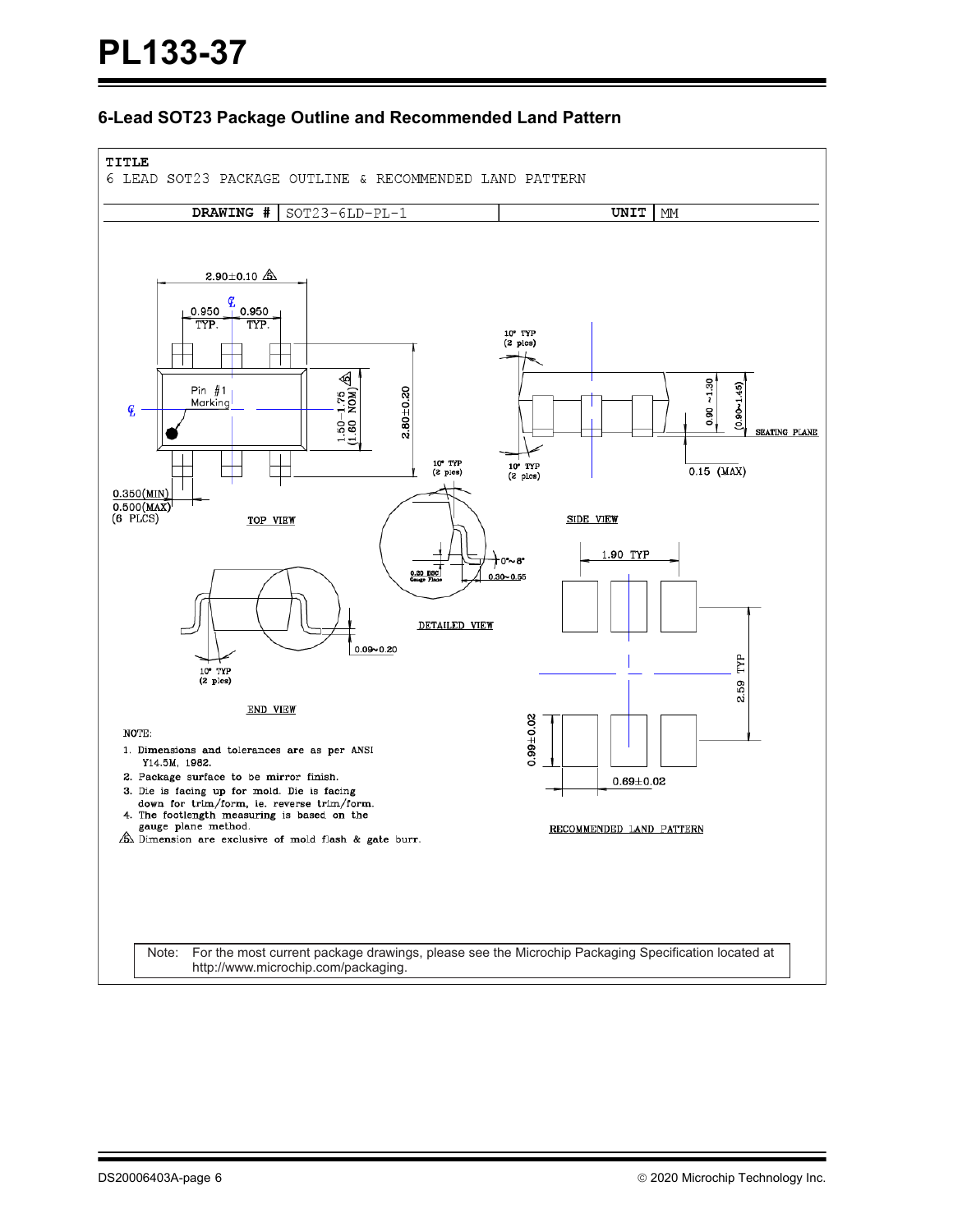## 6-Lead SOT23 Package Outline and Recommended Land Pattern

TITLE
6 LEAD SOT23 PACKAGE OUTLINE & RECOMMENDED LAND PATTERN

| DRAWING # | SOT23-6LD-PL-1 | UNIT | MM |
|---|---|---|---|

2.90±0.10

0.950 TYP. 0.950 TYP.

Pin #1 Marking

1.50~1.75 (1.60 NOM)

2.80±0.20

0.350(MIN) 0.500(MAX) (6 PLCS)

TOP VIEW

10° TYP (2 plcs)

0.90 ~1.30

(0.90~1.45)

SEATING PLANE

0.15 (MAX)

SIDE VIEW

0°~8°

0.30~0.55

0.20 BSC Gauge Plane

DETAILED VIEW

0.09~0.20

END VIEW

1.90 TYP

2.59 TYP

0.99±0.02

0.69±0.02

RECOMMENDED LAND PATTERN

NOTE:

1. Dimensions and tolerances are as per ANSI Y14.5M, 1982.
2. Package surface to be mirror finish.
3. Die is facing up for mold. Die is facing down for trim/form, ie. reverse trim/form.
4. The footlength measuring is based on the gauge plane method.
5. Dimension are exclusive of mold flash & gate burr.

Note: For the most current package drawings, please see the Microchip Packaging Specification located at http://www.microchip.com/packaging.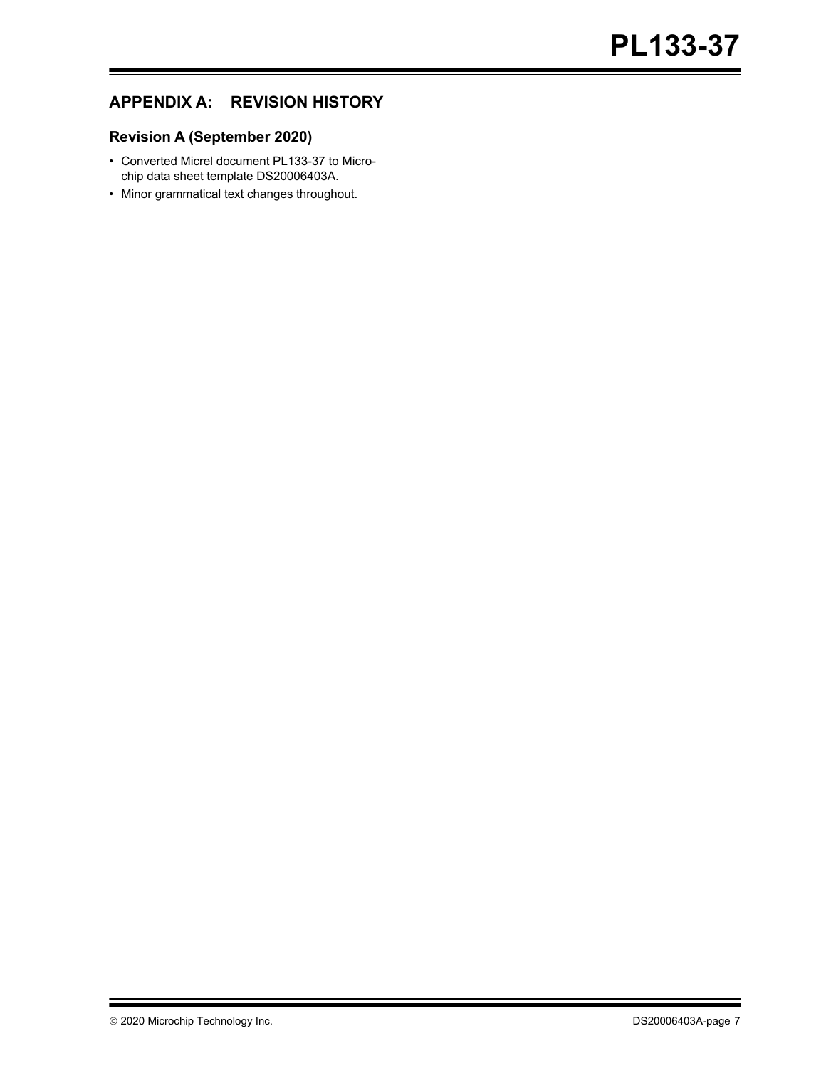## APPENDIX A: REVISION HISTORY

### Revision A (September 2020)

- Converted Micrel document PL133-37 to Microchip data sheet template DS20006403A.
- Minor grammatical text changes throughout.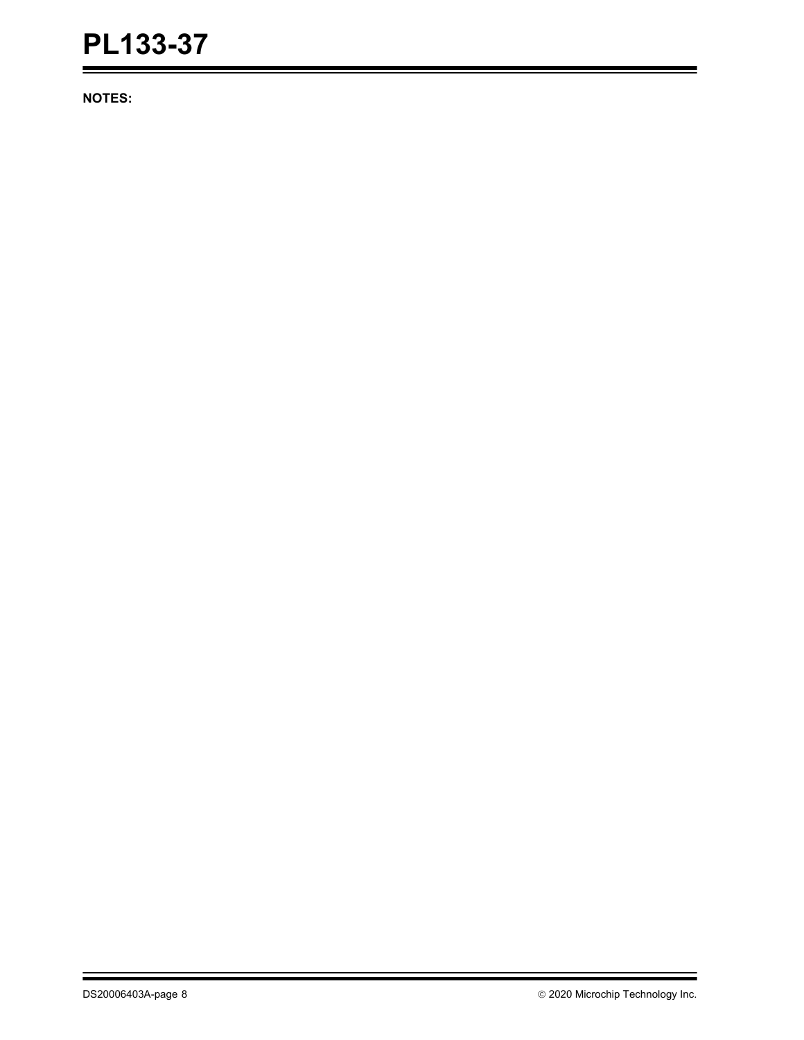**NOTES:**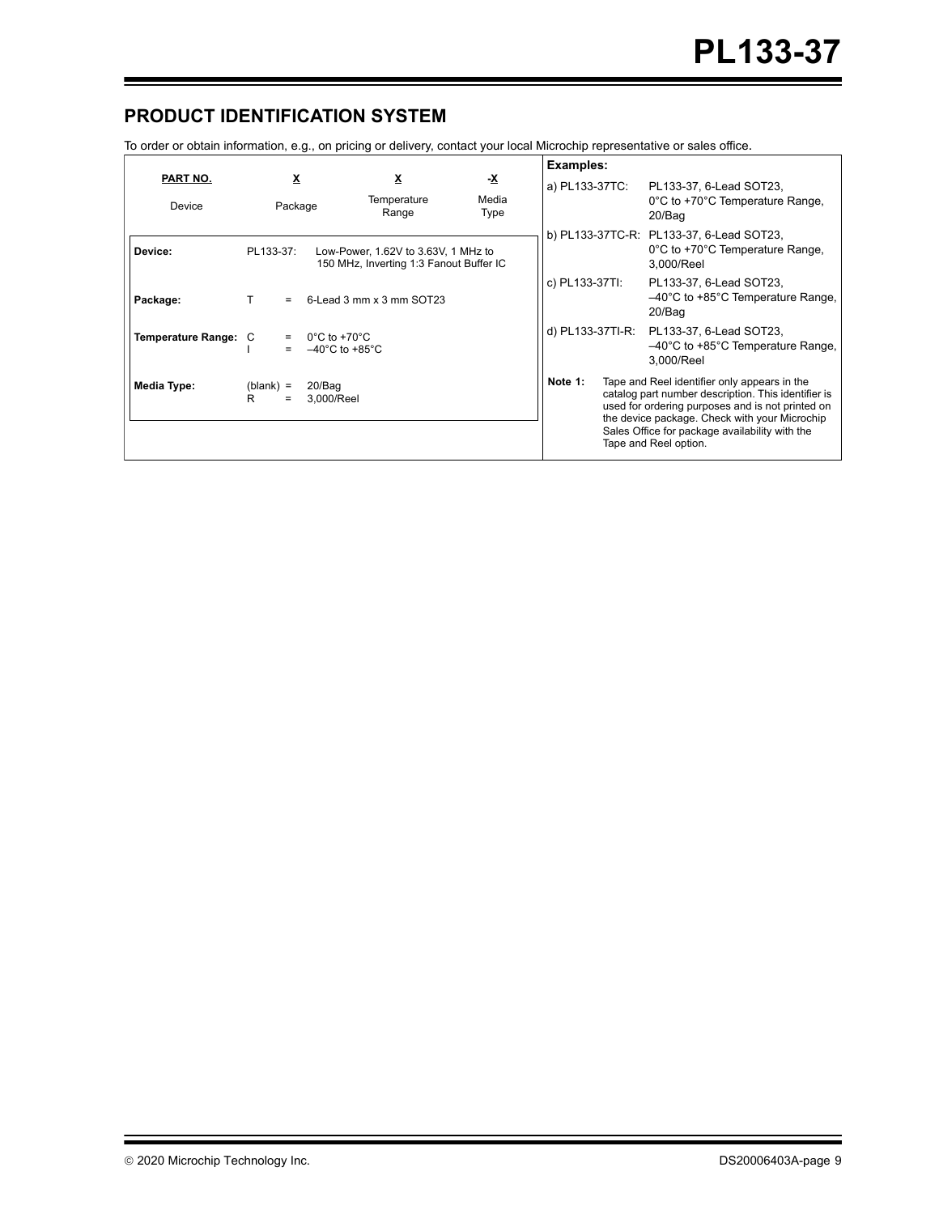## PRODUCT IDENTIFICATION SYSTEM

To order or obtain information, e.g., on pricing or delivery, contact your local Microchip representative or sales office.

| PART NO. | X | X | -X |
|---|---|---|---|
| Device | Package | Temperature Range | Media Type |

| | | |
|---|---|---|
| **Device:** | PL133-37: | Low-Power, 1.62V to 3.63V, 1 MHz to 150 MHz, Inverting 1:3 Fanout Buffer IC |
| **Package:** | T = | 6-Lead 3 mm x 3 mm SOT23 |
| **Temperature Range:** | C = | 0°C to +70°C |
| | I = | –40°C to +85°C |
| **Media Type:** | (blank) = | 20/Bag |
| | R = | 3,000/Reel |

**Examples:**

| | |
|---|---|
| a) PL133-37TC: | PL133-37, 6-Lead SOT23, 0°C to +70°C Temperature Range, 20/Bag |
| b) PL133-37TC-R: | PL133-37, 6-Lead SOT23, 0°C to +70°C Temperature Range, 3,000/Reel |
| c) PL133-37TI: | PL133-37, 6-Lead SOT23, –40°C to +85°C Temperature Range, 20/Bag |
| d) PL133-37TI-R: | PL133-37, 6-Lead SOT23, –40°C to +85°C Temperature Range, 3,000/Reel |

**Note 1:** Tape and Reel identifier only appears in the catalog part number description. This identifier is used for ordering purposes and is not printed on the device package. Check with your Microchip Sales Office for package availability with the Tape and Reel option.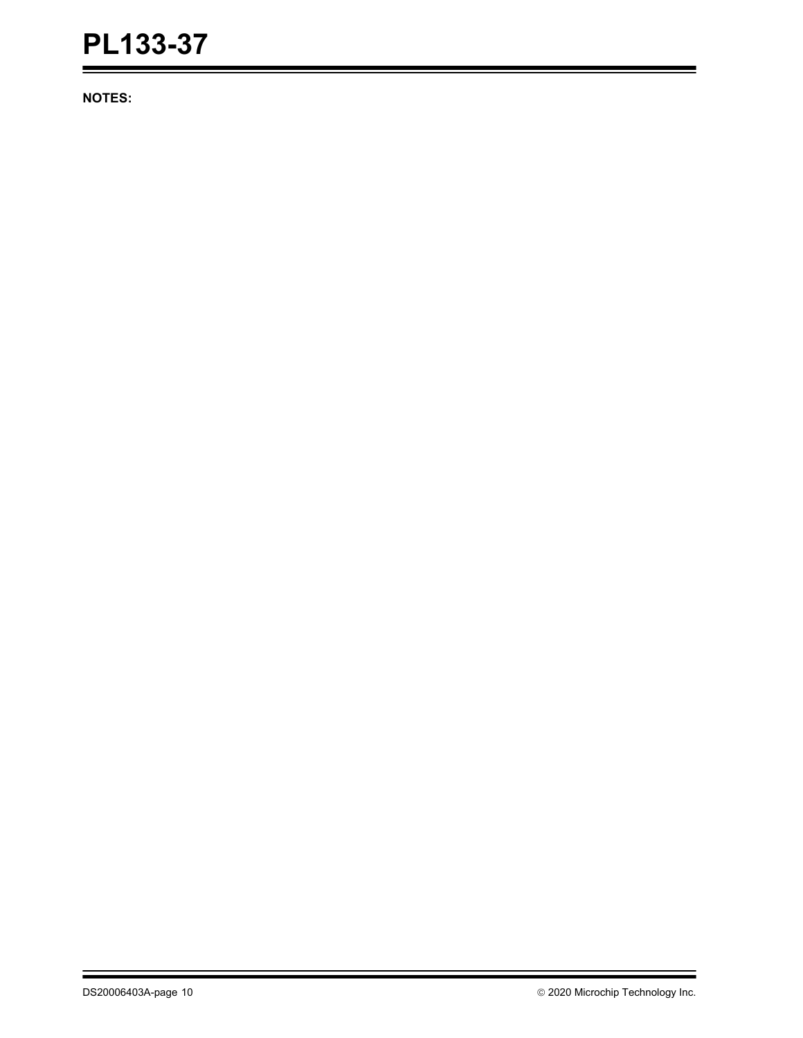**NOTES:**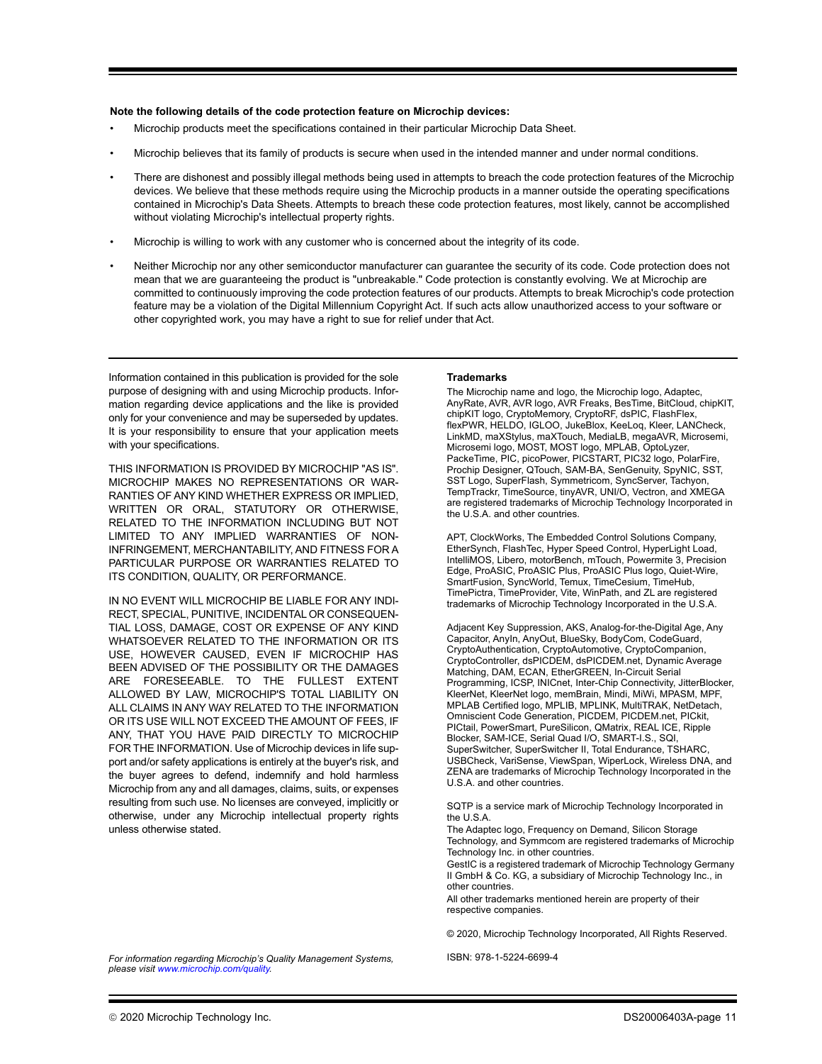**Note the following details of the code protection feature on Microchip devices:**

- Microchip products meet the specifications contained in their particular Microchip Data Sheet.
- Microchip believes that its family of products is secure when used in the intended manner and under normal conditions.
- There are dishonest and possibly illegal methods being used in attempts to breach the code protection features of the Microchip devices. We believe that these methods require using the Microchip products in a manner outside the operating specifications contained in Microchip's Data Sheets. Attempts to breach these code protection features, most likely, cannot be accomplished without violating Microchip's intellectual property rights.
- Microchip is willing to work with any customer who is concerned about the integrity of its code.
- Neither Microchip nor any other semiconductor manufacturer can guarantee the security of its code. Code protection does not mean that we are guaranteeing the product is "unbreakable." Code protection is constantly evolving. We at Microchip are committed to continuously improving the code protection features of our products. Attempts to break Microchip's code protection feature may be a violation of the Digital Millennium Copyright Act. If such acts allow unauthorized access to your software or other copyrighted work, you may have a right to sue for relief under that Act.

Information contained in this publication is provided for the sole purpose of designing with and using Microchip products. Information regarding device applications and the like is provided only for your convenience and may be superseded by updates. It is your responsibility to ensure that your application meets with your specifications.

THIS INFORMATION IS PROVIDED BY MICROCHIP "AS IS". MICROCHIP MAKES NO REPRESENTATIONS OR WARRANTIES OF ANY KIND WHETHER EXPRESS OR IMPLIED, WRITTEN OR ORAL, STATUTORY OR OTHERWISE, RELATED TO THE INFORMATION INCLUDING BUT NOT LIMITED TO ANY IMPLIED WARRANTIES OF NON-INFRINGEMENT, MERCHANTABILITY, AND FITNESS FOR A PARTICULAR PURPOSE OR WARRANTIES RELATED TO ITS CONDITION, QUALITY, OR PERFORMANCE.

IN NO EVENT WILL MICROCHIP BE LIABLE FOR ANY INDIRECT, SPECIAL, PUNITIVE, INCIDENTAL OR CONSEQUENTIAL LOSS, DAMAGE, COST OR EXPENSE OF ANY KIND WHATSOEVER RELATED TO THE INFORMATION OR ITS USE, HOWEVER CAUSED, EVEN IF MICROCHIP HAS BEEN ADVISED OF THE POSSIBILITY OR THE DAMAGES ARE FORESEEABLE. TO THE FULLEST EXTENT ALLOWED BY LAW, MICROCHIP'S TOTAL LIABILITY ON ALL CLAIMS IN ANY WAY RELATED TO THE INFORMATION OR ITS USE WILL NOT EXCEED THE AMOUNT OF FEES, IF ANY, THAT YOU HAVE PAID DIRECTLY TO MICROCHIP FOR THE INFORMATION. Use of Microchip devices in life support and/or safety applications is entirely at the buyer's risk, and the buyer agrees to defend, indemnify and hold harmless Microchip from any and all damages, claims, suits, or expenses resulting from such use. No licenses are conveyed, implicitly or otherwise, under any Microchip intellectual property rights unless otherwise stated.

*For information regarding Microchip's Quality Management Systems, please visit www.microchip.com/quality.*

**Trademarks**

The Microchip name and logo, the Microchip logo, Adaptec, AnyRate, AVR, AVR logo, AVR Freaks, BesTime, BitCloud, chipKIT, chipKIT logo, CryptoMemory, CryptoRF, dsPIC, FlashFlex, flexPWR, HELDO, IGLOO, JukeBlox, KeeLoq, Kleer, LANCheck, LinkMD, maXStylus, maXTouch, MediaLB, megaAVR, Microsemi, Microsemi logo, MOST, MOST logo, MPLAB, OptoLyzer, PackeTime, PIC, picoPower, PICSTART, PIC32 logo, PolarFire, Prochip Designer, QTouch, SAM-BA, SenGenuity, SpyNIC, SST, SST Logo, SuperFlash, Symmetricom, SyncServer, Tachyon, TempTrackr, TimeSource, tinyAVR, UNI/O, Vectron, and XMEGA are registered trademarks of Microchip Technology Incorporated in the U.S.A. and other countries.

APT, ClockWorks, The Embedded Control Solutions Company, EtherSynch, FlashTec, Hyper Speed Control, HyperLight Load, IntelliMOS, Libero, motorBench, mTouch, Powermite 3, Precision Edge, ProASIC, ProASIC Plus, ProASIC Plus logo, Quiet-Wire, SmartFusion, SyncWorld, Temux, TimeCesium, TimeHub, TimePictra, TimeProvider, Vite, WinPath, and ZL are registered trademarks of Microchip Technology Incorporated in the U.S.A.

Adjacent Key Suppression, AKS, Analog-for-the-Digital Age, Any Capacitor, AnyIn, AnyOut, BlueSky, BodyCom, CodeGuard, CryptoAuthentication, CryptoAutomotive, CryptoCompanion, CryptoController, dsPICDEM, dsPICDEM.net, Dynamic Average Matching, DAM, ECAN, EtherGREEN, In-Circuit Serial Programming, ICSP, INICnet, Inter-Chip Connectivity, JitterBlocker, KleerNet, KleerNet logo, memBrain, Mindi, MiWi, MPASM, MPF, MPLAB Certified logo, MPLIB, MPLINK, MultiTRAK, NetDetach, Omniscient Code Generation, PICDEM, PICDEM.net, PICkit, PICtail, PowerSmart, PureSilicon, QMatrix, REAL ICE, Ripple Blocker, SAM-ICE, Serial Quad I/O, SMART-I.S., SQI, SuperSwitcher, SuperSwitcher II, Total Endurance, TSHARC, USBCheck, VariSense, ViewSpan, WiperLock, Wireless DNA, and ZENA are trademarks of Microchip Technology Incorporated in the U.S.A. and other countries.

SQTP is a service mark of Microchip Technology Incorporated in the U.S.A.

The Adaptec logo, Frequency on Demand, Silicon Storage Technology, and Symmcom are registered trademarks of Microchip Technology Inc. in other countries.

GestIC is a registered trademark of Microchip Technology Germany II GmbH & Co. KG, a subsidiary of Microchip Technology Inc., in other countries.

All other trademarks mentioned herein are property of their respective companies.

© 2020, Microchip Technology Incorporated, All Rights Reserved.

ISBN: 978-1-5224-6699-4